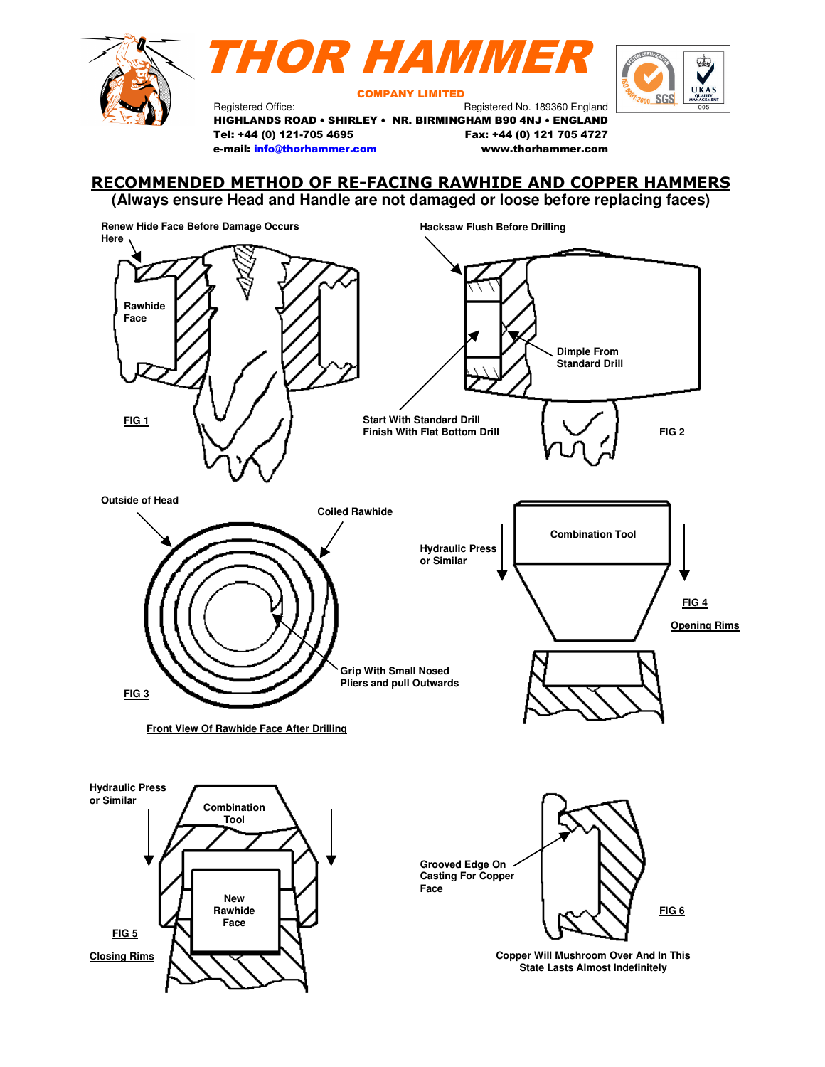# THOR HAMMER

**COMPANY LIMITED**

Registered Office: Registered No. 189360 England

**HIGHLANDS ROAD • SHIRLEY • NR. BIRMINGHAM B90 4NJ • ENGLAND**

**Tel: +44 (0) 121-705 4695** **Fax: +44 (0) 121 705 4727**

**e-mail: info@thorhammer.com** **www.thorhammer.com**

## RECOMMENDED METHOD OF RE-FACING RAWHIDE AND COPPER HAMMERS

### (Always ensure Head and Handle are not damaged or loose before replacing faces)

**Renew Hide Face Before Damage Occurs Here**

**Rawhide Face**

**FIG 1**

**Hacksaw Flush Before Drilling**

**Dimple From Standard Drill**

**Start With Standard Drill Finish With Flat Bottom Drill**

**FIG 2**

**Outside of Head**

**Coiled Rawhide**

**Grip With Small Nosed Pliers and pull Outwards**

**FIG 3**

**Front View Of Rawhide Face After Drilling**

**Hydraulic Press or Similar**

**Combination Tool**

**FIG 4**

**Opening Rims**

**Hydraulic Press or Similar**

**Combination Tool**

**New Rawhide Face**

**FIG 5**

**Closing Rims**

**Grooved Edge On Casting For Copper Face**

**FIG 6**

**Copper Will Mushroom Over And In This State Lasts Almost Indefinitely**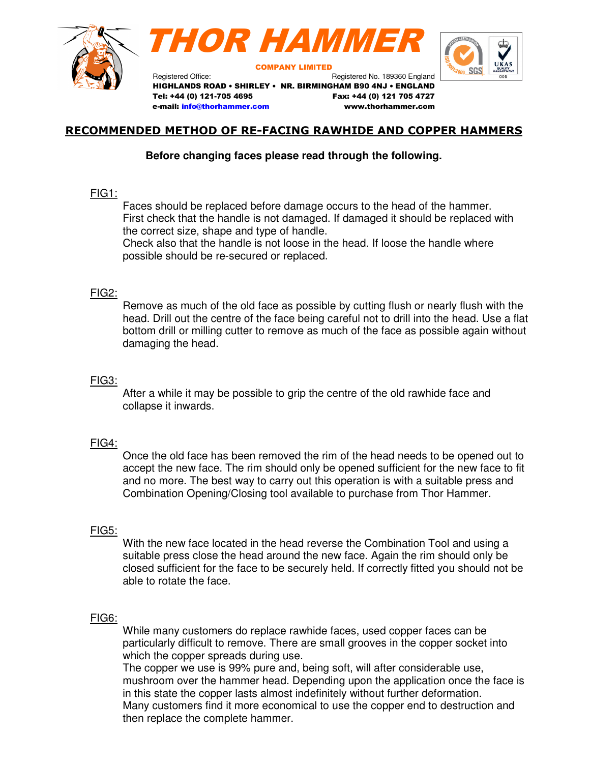# THOR HAMMER

COMPANY LIMITED

Registered Office: Registered No. 189360 England

**HIGHLANDS ROAD • SHIRLEY • NR. BIRMINGHAM B90 4NJ • ENGLAND**

**Tel: +44 (0) 121-705 4695** **Fax: +44 (0) 121 705 4727**

**e-mail: info@thorhammer.com** **www.thorhammer.com**

## RECOMMENDED METHOD OF RE-FACING RAWHIDE AND COPPER HAMMERS

**Before changing faces please read through the following.**

FIG1:

Faces should be replaced before damage occurs to the head of the hammer. First check that the handle is not damaged. If damaged it should be replaced with the correct size, shape and type of handle.
Check also that the handle is not loose in the head. If loose the handle where possible should be re-secured or replaced.

FIG2:

Remove as much of the old face as possible by cutting flush or nearly flush with the head. Drill out the centre of the face being careful not to drill into the head. Use a flat bottom drill or milling cutter to remove as much of the face as possible again without damaging the head.

FIG3:

After a while it may be possible to grip the centre of the old rawhide face and collapse it inwards.

FIG4:

Once the old face has been removed the rim of the head needs to be opened out to accept the new face. The rim should only be opened sufficient for the new face to fit and no more. The best way to carry out this operation is with a suitable press and Combination Opening/Closing tool available to purchase from Thor Hammer.

FIG5:

With the new face located in the head reverse the Combination Tool and using a suitable press close the head around the new face. Again the rim should only be closed sufficient for the face to be securely held. If correctly fitted you should not be able to rotate the face.

FIG6:

While many customers do replace rawhide faces, used copper faces can be particularly difficult to remove. There are small grooves in the copper socket into which the copper spreads during use.
The copper we use is 99% pure and, being soft, will after considerable use, mushroom over the hammer head. Depending upon the application once the face is in this state the copper lasts almost indefinitely without further deformation.
Many customers find it more economical to use the copper end to destruction and then replace the complete hammer.